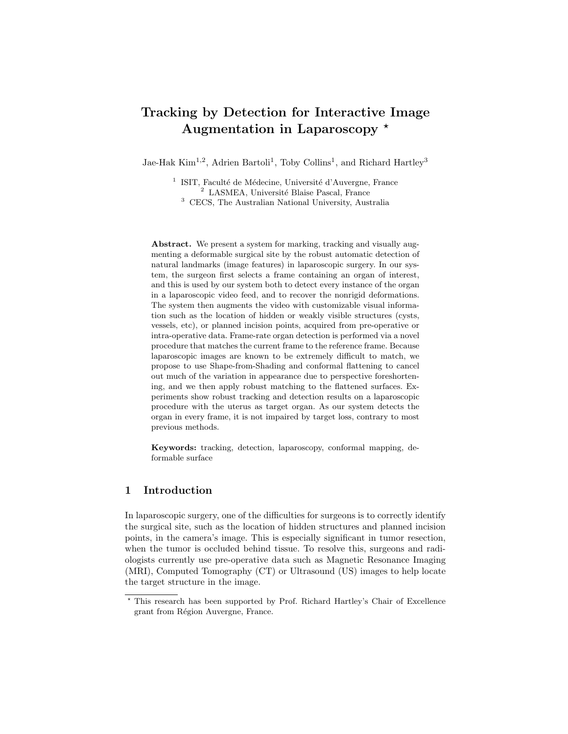# Tracking by Detection for Interactive Image Augmentation in Laparoscopy *

Jae-Hak Kim[1,2], Adrien Bartoli[1], Toby Collins[1], and Richard Hartley[3]

[1] ISIT, Faculté de Médecine, Université d'Auvergne, France
[2] LASMEA, Université Blaise Pascal, France
[3] CECS, The Australian National University, Australia

**Abstract.** We present a system for marking, tracking and visually augmenting a deformable surgical site by the robust automatic detection of natural landmarks (image features) in laparoscopic surgery. In our system, the surgeon first selects a frame containing an organ of interest, and this is used by our system both to detect every instance of the organ in a laparoscopic video feed, and to recover the nonrigid deformations. The system then augments the video with customizable visual information such as the location of hidden or weakly visible structures (cysts, vessels, etc), or planned incision points, acquired from pre-operative or intra-operative data. Frame-rate organ detection is performed via a novel procedure that matches the current frame to the reference frame. Because laparoscopic images are known to be extremely difficult to match, we propose to use Shape-from-Shading and conformal flattening to cancel out much of the variation in appearance due to perspective foreshortening, and we then apply robust matching to the flattened surfaces. Experiments show robust tracking and detection results on a laparoscopic procedure with the uterus as target organ. As our system detects the organ in every frame, it is not impaired by target loss, contrary to most previous methods.

**Keywords:** tracking, detection, laparoscopy, conformal mapping, deformable surface

## 1 Introduction

In laparoscopic surgery, one of the difficulties for surgeons is to correctly identify the surgical site, such as the location of hidden structures and planned incision points, in the camera's image. This is especially significant in tumor resection, when the tumor is occluded behind tissue. To resolve this, surgeons and radiologists currently use pre-operative data such as Magnetic Resonance Imaging (MRI), Computed Tomography (CT) or Ultrasound (US) images to help locate the target structure in the image.

* This research has been supported by Prof. Richard Hartley's Chair of Excellence grant from Région Auvergne, France.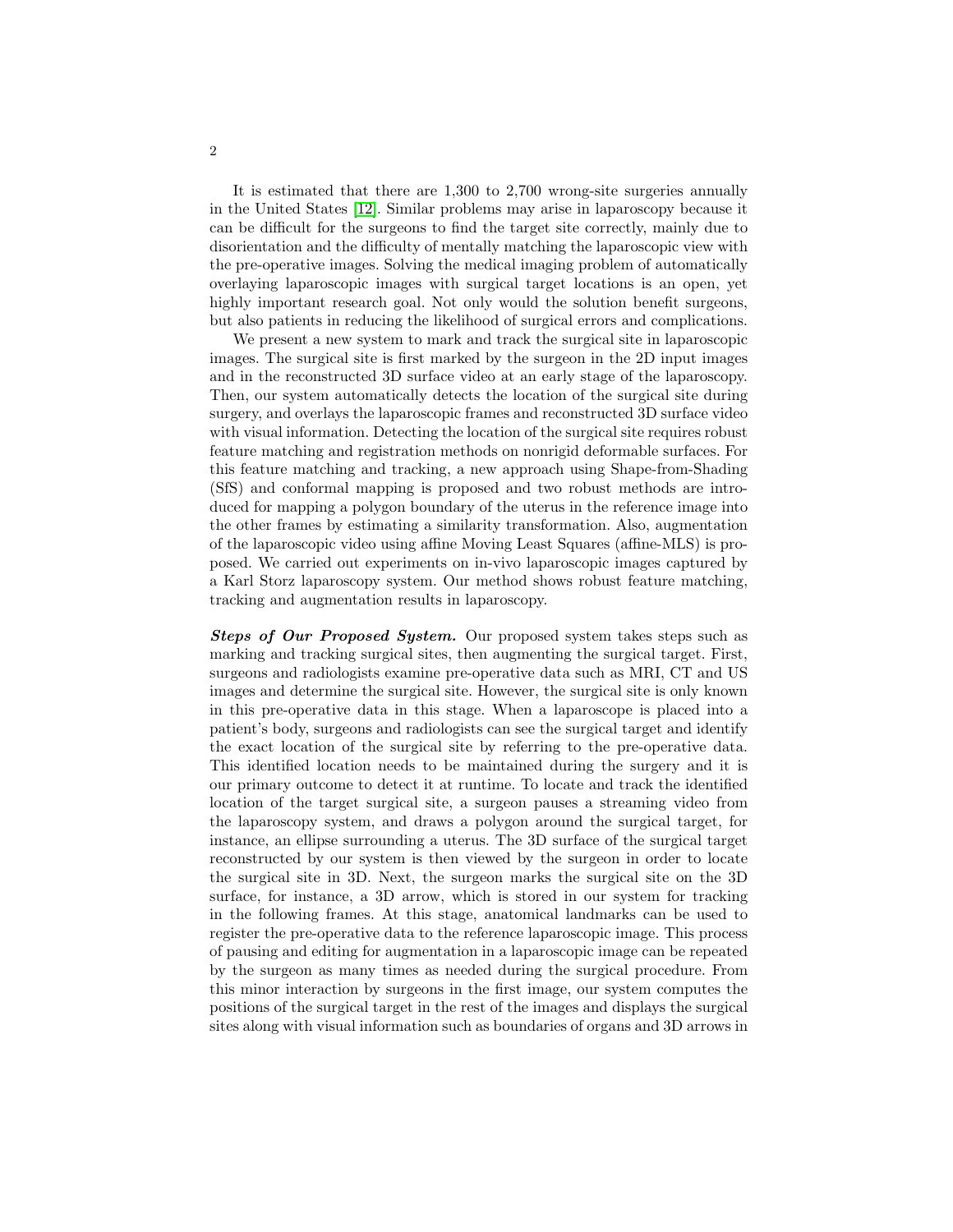It is estimated that there are 1,300 to 2,700 wrong-site surgeries annually in the United States [12]. Similar problems may arise in laparoscopy because it can be difficult for the surgeons to find the target site correctly, mainly due to disorientation and the difficulty of mentally matching the laparoscopic view with the pre-operative images. Solving the medical imaging problem of automatically overlaying laparoscopic images with surgical target locations is an open, yet highly important research goal. Not only would the solution benefit surgeons, but also patients in reducing the likelihood of surgical errors and complications.

We present a new system to mark and track the surgical site in laparoscopic images. The surgical site is first marked by the surgeon in the 2D input images and in the reconstructed 3D surface video at an early stage of the laparoscopy. Then, our system automatically detects the location of the surgical site during surgery, and overlays the laparoscopic frames and reconstructed 3D surface video with visual information. Detecting the location of the surgical site requires robust feature matching and registration methods on nonrigid deformable surfaces. For this feature matching and tracking, a new approach using Shape-from-Shading (SfS) and conformal mapping is proposed and two robust methods are introduced for mapping a polygon boundary of the uterus in the reference image into the other frames by estimating a similarity transformation. Also, augmentation of the laparoscopic video using affine Moving Least Squares (affine-MLS) is proposed. We carried out experiments on in-vivo laparoscopic images captured by a Karl Storz laparoscopy system. Our method shows robust feature matching, tracking and augmentation results in laparoscopy.

***Steps of Our Proposed System.*** Our proposed system takes steps such as marking and tracking surgical sites, then augmenting the surgical target. First, surgeons and radiologists examine pre-operative data such as MRI, CT and US images and determine the surgical site. However, the surgical site is only known in this pre-operative data in this stage. When a laparoscope is placed into a patient's body, surgeons and radiologists can see the surgical target and identify the exact location of the surgical site by referring to the pre-operative data. This identified location needs to be maintained during the surgery and it is our primary outcome to detect it at runtime. To locate and track the identified location of the target surgical site, a surgeon pauses a streaming video from the laparoscopy system, and draws a polygon around the surgical target, for instance, an ellipse surrounding a uterus. The 3D surface of the surgical target reconstructed by our system is then viewed by the surgeon in order to locate the surgical site in 3D. Next, the surgeon marks the surgical site on the 3D surface, for instance, a 3D arrow, which is stored in our system for tracking in the following frames. At this stage, anatomical landmarks can be used to register the pre-operative data to the reference laparoscopic image. This process of pausing and editing for augmentation in a laparoscopic image can be repeated by the surgeon as many times as needed during the surgical procedure. From this minor interaction by surgeons in the first image, our system computes the positions of the surgical target in the rest of the images and displays the surgical sites along with visual information such as boundaries of organs and 3D arrows in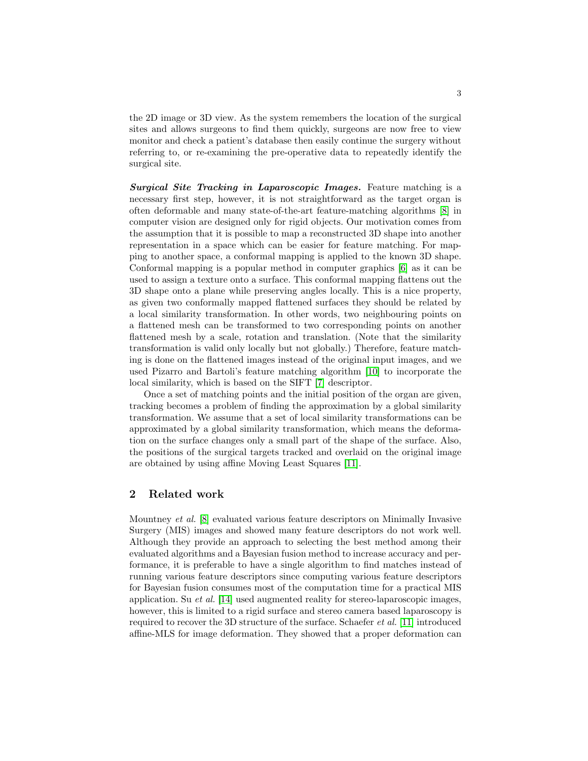the 2D image or 3D view. As the system remembers the location of the surgical sites and allows surgeons to find them quickly, surgeons are now free to view monitor and check a patient's database then easily continue the surgery without referring to, or re-examining the pre-operative data to repeatedly identify the surgical site.

***Surgical Site Tracking in Laparoscopic Images.*** Feature matching is a necessary first step, however, it is not straightforward as the target organ is often deformable and many state-of-the-art feature-matching algorithms [8] in computer vision are designed only for rigid objects. Our motivation comes from the assumption that it is possible to map a reconstructed 3D shape into another representation in a space which can be easier for feature matching. For mapping to another space, a conformal mapping is applied to the known 3D shape. Conformal mapping is a popular method in computer graphics [6] as it can be used to assign a texture onto a surface. This conformal mapping flattens out the 3D shape onto a plane while preserving angles locally. This is a nice property, as given two conformally mapped flattened surfaces they should be related by a local similarity transformation. In other words, two neighbouring points on a flattened mesh can be transformed to two corresponding points on another flattened mesh by a scale, rotation and translation. (Note that the similarity transformation is valid only locally but not globally.) Therefore, feature matching is done on the flattened images instead of the original input images, and we used Pizarro and Bartoli's feature matching algorithm [10] to incorporate the local similarity, which is based on the SIFT [7] descriptor.

Once a set of matching points and the initial position of the organ are given, tracking becomes a problem of finding the approximation by a global similarity transformation. We assume that a set of local similarity transformations can be approximated by a global similarity transformation, which means the deformation on the surface changes only a small part of the shape of the surface. Also, the positions of the surgical targets tracked and overlaid on the original image are obtained by using affine Moving Least Squares [11].

## 2 Related work

Mountney *et al.* [8] evaluated various feature descriptors on Minimally Invasive Surgery (MIS) images and showed many feature descriptors do not work well. Although they provide an approach to selecting the best method among their evaluated algorithms and a Bayesian fusion method to increase accuracy and performance, it is preferable to have a single algorithm to find matches instead of running various feature descriptors since computing various feature descriptors for Bayesian fusion consumes most of the computation time for a practical MIS application. Su *et al.* [14] used augmented reality for stereo-laparoscopic images, however, this is limited to a rigid surface and stereo camera based laparoscopy is required to recover the 3D structure of the surface. Schaefer *et al.* [11] introduced affine-MLS for image deformation. They showed that a proper deformation can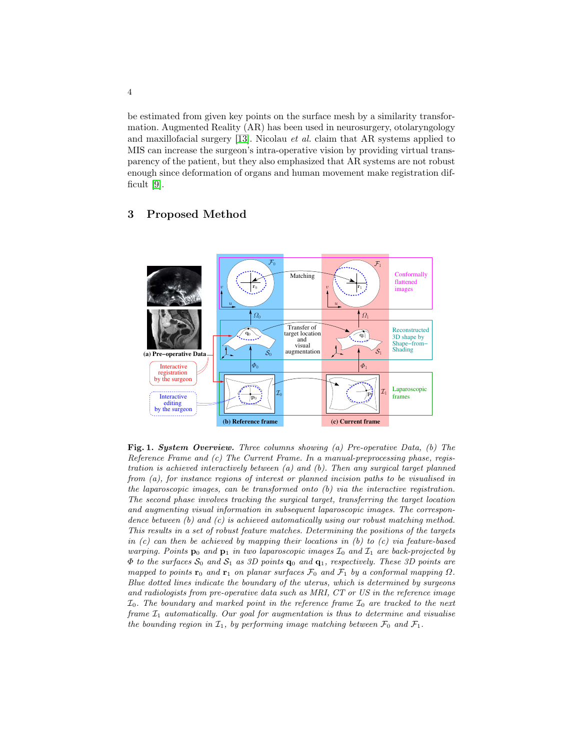be estimated from given key points on the surface mesh by a similarity transformation. Augmented Reality (AR) has been used in neurosurgery, otolaryngology and maxillofacial surgery [13]. Nicolau *et al.* claim that AR systems applied to MIS can increase the surgeon's intra-operative vision by providing virtual transparency of the patient, but they also emphasized that AR systems are not robust enough since deformation of organs and human movement make registration difficult [9].

## 3 Proposed Method

**Fig. 1.** ***System Overview.*** *Three columns showing (a) Pre-operative Data, (b) The Reference Frame and (c) The Current Frame. In a manual-preprocessing phase, registration is achieved interactively between (a) and (b). Then any surgical target planned from (a), for instance regions of interest or planned incision paths to be visualised in the laparoscopic images, can be transformed onto (b) via the interactive registration. The second phase involves tracking the surgical target, transferring the target location and augmenting visual information in subsequent laparoscopic images. The correspondence between (b) and (c) is achieved automatically using our robust matching method. This results in a set of robust feature matches. Determining the positions of the targets in (c) can then be achieved by mapping their locations in (b) to (c) via feature-based warping. Points* $\mathbf{p}_0$ *and* $\mathbf{p}_1$ *in two laparoscopic images* $\mathcal{I}_0$ *and* $\mathcal{I}_1$ *are back-projected by* $\Phi$ *to the surfaces* $\mathcal{S}_0$ *and* $\mathcal{S}_1$ *as 3D points* $\mathbf{q}_0$ *and* $\mathbf{q}_1$*, respectively. These 3D points are mapped to points* $\mathbf{r}_0$ *and* $\mathbf{r}_1$ *on planar surfaces* $\mathcal{F}_0$ *and* $\mathcal{F}_1$ *by a conformal mapping* $\Omega$*. Blue dotted lines indicate the boundary of the uterus, which is determined by surgeons and radiologists from pre-operative data such as MRI, CT or US in the reference image* $\mathcal{I}_0$*. The boundary and marked point in the reference frame* $\mathcal{I}_0$ *are tracked to the next frame* $\mathcal{I}_1$ *automatically. Our goal for augmentation is thus to determine and visualise the bounding region in* $\mathcal{I}_1$*, by performing image matching between* $\mathcal{F}_0$ *and* $\mathcal{F}_1$*.*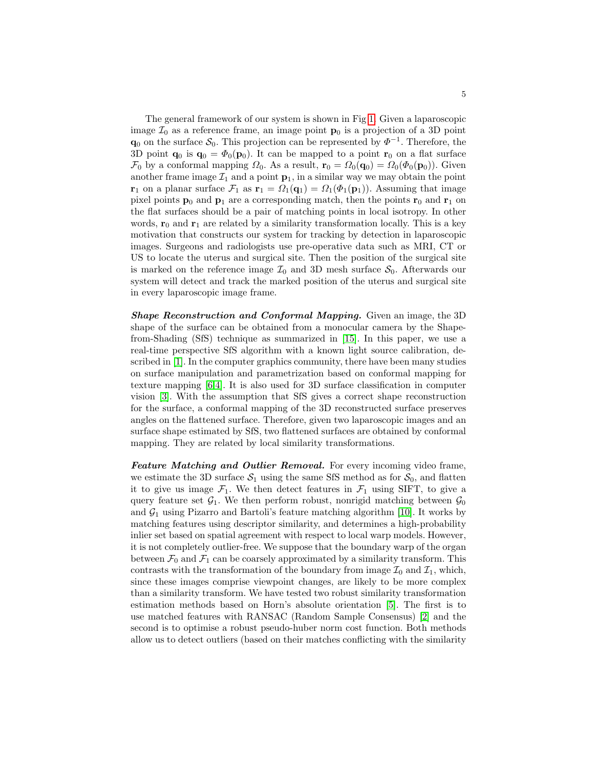The general framework of our system is shown in Fig 1. Given a laparoscopic image $\mathcal{I}_0$ as a reference frame, an image point $\mathbf{p}_0$ is a projection of a 3D point $\mathbf{q}_0$ on the surface $\mathcal{S}_0$. This projection can be represented by $\Phi^{-1}$. Therefore, the 3D point $\mathbf{q}_0$ is $\mathbf{q}_0 = \Phi_0(\mathbf{p}_0)$. It can be mapped to a point $\mathbf{r}_0$ on a flat surface $\mathcal{F}_0$ by a conformal mapping $\Omega_0$. As a result, $\mathbf{r}_0 = \Omega_0(\mathbf{q}_0) = \Omega_0(\Phi_0(\mathbf{p}_0))$. Given another frame image $\mathcal{I}_1$ and a point $\mathbf{p}_1$, in a similar way we may obtain the point $\mathbf{r}_1$ on a planar surface $\mathcal{F}_1$ as $\mathbf{r}_1 = \Omega_1(\mathbf{q}_1) = \Omega_1(\Phi_1(\mathbf{p}_1))$. Assuming that image pixel points $\mathbf{p}_0$ and $\mathbf{p}_1$ are a corresponding match, then the points $\mathbf{r}_0$ and $\mathbf{r}_1$ on the flat surfaces should be a pair of matching points in local isotropy. In other words, $\mathbf{r}_0$ and $\mathbf{r}_1$ are related by a similarity transformation locally. This is a key motivation that constructs our system for tracking by detection in laparoscopic images. Surgeons and radiologists use pre-operative data such as MRI, CT or US to locate the uterus and surgical site. Then the position of the surgical site is marked on the reference image $\mathcal{I}_0$ and 3D mesh surface $\mathcal{S}_0$. Afterwards our system will detect and track the marked position of the uterus and surgical site in every laparoscopic image frame.

***Shape Reconstruction and Conformal Mapping.*** Given an image, the 3D shape of the surface can be obtained from a monocular camera by the Shape-from-Shading (SfS) technique as summarized in [15]. In this paper, we use a real-time perspective SfS algorithm with a known light source calibration, described in [1]. In the computer graphics community, there have been many studies on surface manipulation and parametrization based on conformal mapping for texture mapping [6,4]. It is also used for 3D surface classification in computer vision [3]. With the assumption that SfS gives a correct shape reconstruction for the surface, a conformal mapping of the 3D reconstructed surface preserves angles on the flattened surface. Therefore, given two laparoscopic images and an surface shape estimated by SfS, two flattened surfaces are obtained by conformal mapping. They are related by local similarity transformations.

***Feature Matching and Outlier Removal.*** For every incoming video frame, we estimate the 3D surface $\mathcal{S}_1$ using the same SfS method as for $\mathcal{S}_0$, and flatten it to give us image $\mathcal{F}_1$. We then detect features in $\mathcal{F}_1$ using SIFT, to give a query feature set $\mathcal{G}_1$. We then perform robust, nonrigid matching between $\mathcal{G}_0$ and $\mathcal{G}_1$ using Pizarro and Bartoli's feature matching algorithm [10]. It works by matching features using descriptor similarity, and determines a high-probability inlier set based on spatial agreement with respect to local warp models. However, it is not completely outlier-free. We suppose that the boundary warp of the organ between $\mathcal{F}_0$ and $\mathcal{F}_1$ can be coarsely approximated by a similarity transform. This contrasts with the transformation of the boundary from image $\mathcal{I}_0$ and $\mathcal{I}_1$, which, since these images comprise viewpoint changes, are likely to be more complex than a similarity transform. We have tested two robust similarity transformation estimation methods based on Horn's absolute orientation [5]. The first is to use matched features with RANSAC (Random Sample Consensus) [2] and the second is to optimise a robust pseudo-huber norm cost function. Both methods allow us to detect outliers (based on their matches conflicting with the similarity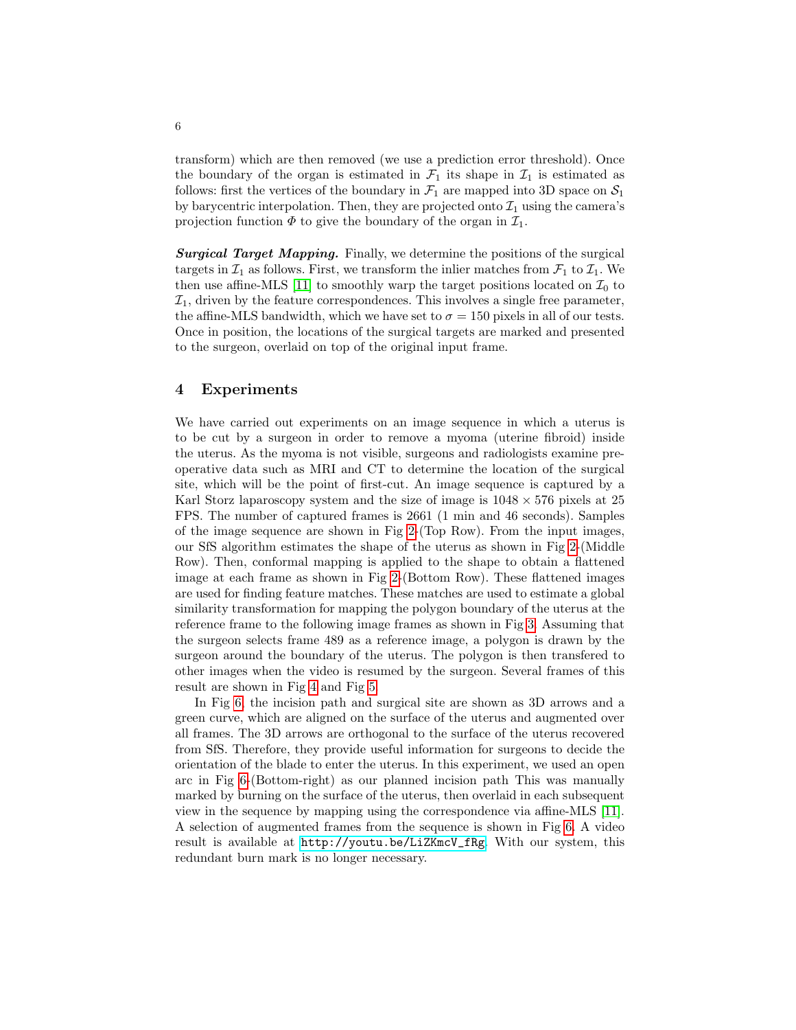transform) which are then removed (we use a prediction error threshold). Once the boundary of the organ is estimated in $\mathcal{F}_1$ its shape in $\mathcal{I}_1$ is estimated as follows: first the vertices of the boundary in $\mathcal{F}_1$ are mapped into 3D space on $\mathcal{S}_1$ by barycentric interpolation. Then, they are projected onto $\mathcal{I}_1$ using the camera's projection function $\Phi$ to give the boundary of the organ in $\mathcal{I}_1$.

***Surgical Target Mapping.*** Finally, we determine the positions of the surgical targets in $\mathcal{I}_1$ as follows. First, we transform the inlier matches from $\mathcal{F}_1$ to $\mathcal{I}_1$. We then use affine-MLS [11] to smoothly warp the target positions located on $\mathcal{I}_0$ to $\mathcal{I}_1$, driven by the feature correspondences. This involves a single free parameter, the affine-MLS bandwidth, which we have set to $\sigma = 150$ pixels in all of our tests. Once in position, the locations of the surgical targets are marked and presented to the surgeon, overlaid on top of the original input frame.

## 4 Experiments

We have carried out experiments on an image sequence in which a uterus is to be cut by a surgeon in order to remove a myoma (uterine fibroid) inside the uterus. As the myoma is not visible, surgeons and radiologists examine pre-operative data such as MRI and CT to determine the location of the surgical site, which will be the point of first-cut. An image sequence is captured by a Karl Storz laparoscopy system and the size of image is $1048 \times 576$ pixels at 25 FPS. The number of captured frames is 2661 (1 min and 46 seconds). Samples of the image sequence are shown in Fig 2-(Top Row). From the input images, our SfS algorithm estimates the shape of the uterus as shown in Fig 2-(Middle Row). Then, conformal mapping is applied to the shape to obtain a flattened image at each frame as shown in Fig 2-(Bottom Row). These flattened images are used for finding feature matches. These matches are used to estimate a global similarity transformation for mapping the polygon boundary of the uterus at the reference frame to the following image frames as shown in Fig 3. Assuming that the surgeon selects frame 489 as a reference image, a polygon is drawn by the surgeon around the boundary of the uterus. The polygon is then transfered to other images when the video is resumed by the surgeon. Several frames of this result are shown in Fig 4 and Fig 5.

In Fig 6, the incision path and surgical site are shown as 3D arrows and a green curve, which are aligned on the surface of the uterus and augmented over all frames. The 3D arrows are orthogonal to the surface of the uterus recovered from SfS. Therefore, they provide useful information for surgeons to decide the orientation of the blade to enter the uterus. In this experiment, we used an open arc in Fig 6-(Bottom-right) as our planned incision path This was manually marked by burning on the surface of the uterus, then overlaid in each subsequent view in the sequence by mapping using the correspondence via affine-MLS [11]. A selection of augmented frames from the sequence is shown in Fig 6. A video result is available at `http://youtu.be/LiZKmcV_fRg`. With our system, this redundant burn mark is no longer necessary.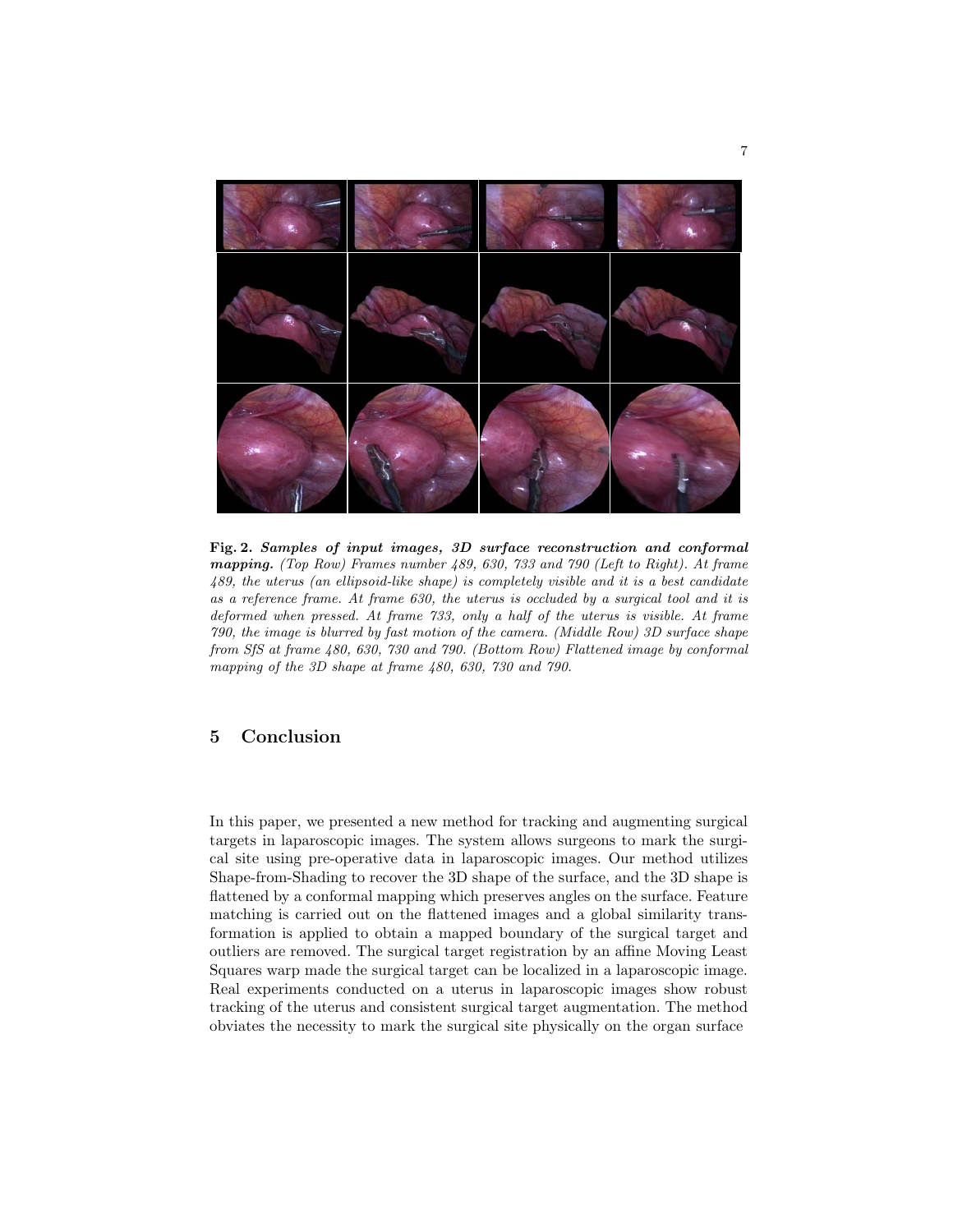**Fig. 2.** ***Samples of input images, 3D surface reconstruction and conformal mapping.*** *(Top Row) Frames number 489, 630, 733 and 790 (Left to Right). At frame 489, the uterus (an ellipsoid-like shape) is completely visible and it is a best candidate as a reference frame. At frame 630, the uterus is occluded by a surgical tool and it is deformed when pressed. At frame 733, only a half of the uterus is visible. At frame 790, the image is blurred by fast motion of the camera. (Middle Row) 3D surface shape from SfS at frame 480, 630, 730 and 790. (Bottom Row) Flattened image by conformal mapping of the 3D shape at frame 480, 630, 730 and 790.*

## 5 Conclusion

In this paper, we presented a new method for tracking and augmenting surgical targets in laparoscopic images. The system allows surgeons to mark the surgical site using pre-operative data in laparoscopic images. Our method utilizes Shape-from-Shading to recover the 3D shape of the surface, and the 3D shape is flattened by a conformal mapping which preserves angles on the surface. Feature matching is carried out on the flattened images and a global similarity transformation is applied to obtain a mapped boundary of the surgical target and outliers are removed. The surgical target registration by an affine Moving Least Squares warp made the surgical target can be localized in a laparoscopic image. Real experiments conducted on a uterus in laparoscopic images show robust tracking of the uterus and consistent surgical target augmentation. The method obviates the necessity to mark the surgical site physically on the organ surface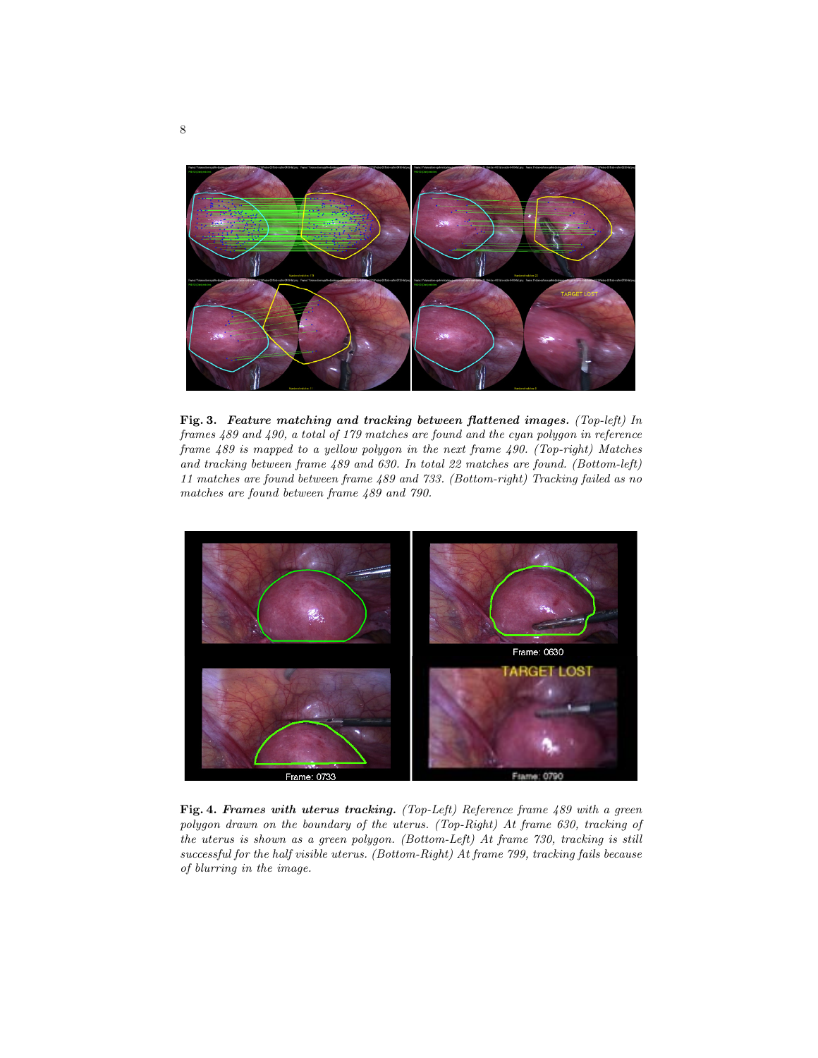**Fig. 3.** ***Feature matching and tracking between flattened images.*** *(Top-left) In frames 489 and 490, a total of 179 matches are found and the cyan polygon in reference frame 489 is mapped to a yellow polygon in the next frame 490. (Top-right) Matches and tracking between frame 489 and 630. In total 22 matches are found. (Bottom-left) 11 matches are found between frame 489 and 733. (Bottom-right) Tracking failed as no matches are found between frame 489 and 790.*

**Fig. 4.** ***Frames with uterus tracking.*** *(Top-Left) Reference frame 489 with a green polygon drawn on the boundary of the uterus. (Top-Right) At frame 630, tracking of the uterus is shown as a green polygon. (Bottom-Left) At frame 730, tracking is still successful for the half visible uterus. (Bottom-Right) At frame 799, tracking fails because of blurring in the image.*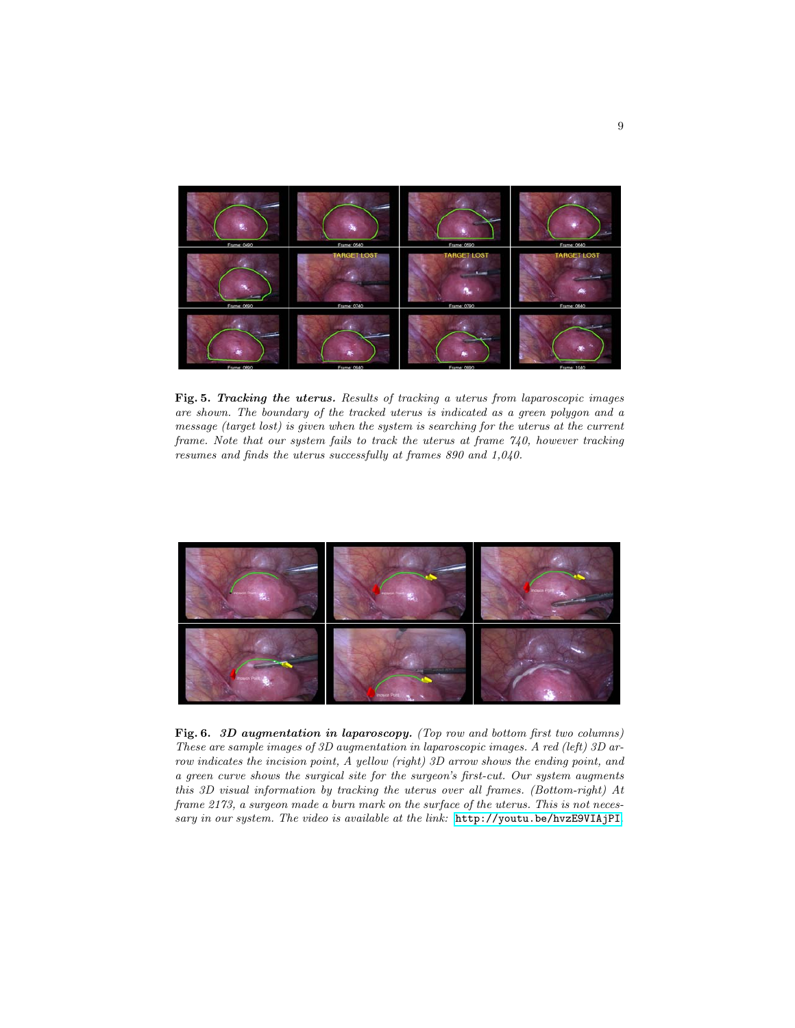**Fig. 5.** ***Tracking the uterus.*** *Results of tracking a uterus from laparoscopic images are shown. The boundary of the tracked uterus is indicated as a green polygon and a message (target lost) is given when the system is searching for the uterus at the current frame. Note that our system fails to track the uterus at frame 740, however tracking resumes and finds the uterus successfully at frames 890 and 1,040.*

**Fig. 6.** ***3D augmentation in laparoscopy.*** *(Top row and bottom first two columns) These are sample images of 3D augmentation in laparoscopic images. A red (left) 3D arrow indicates the incision point, A yellow (right) 3D arrow shows the ending point, and a green curve shows the surgical site for the surgeon's first-cut. Our system augments this 3D visual information by tracking the uterus over all frames. (Bottom-right) At frame 2173, a surgeon made a burn mark on the surface of the uterus. This is not necessary in our system. The video is available at the link:* `http://youtu.be/hvzE9VIAjPI`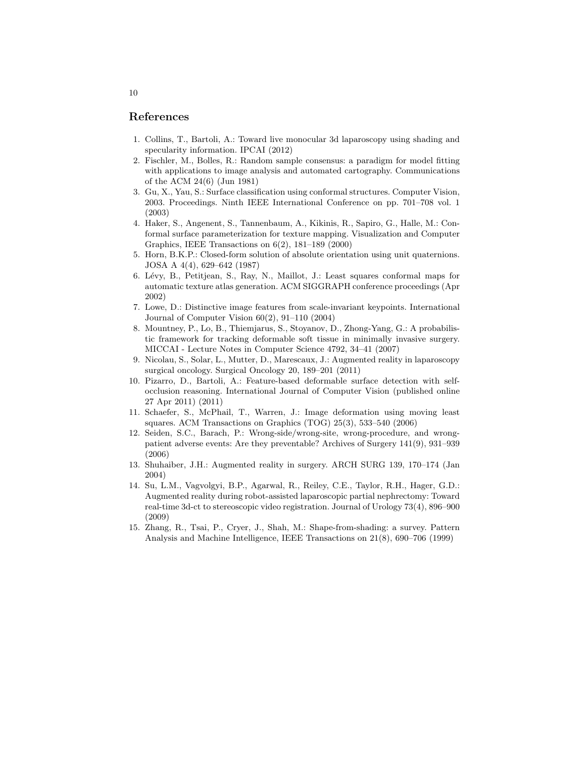## References

1. Collins, T., Bartoli, A.: Toward live monocular 3d laparoscopy using shading and specularity information. IPCAI (2012)
2. Fischler, M., Bolles, R.: Random sample consensus: a paradigm for model fitting with applications to image analysis and automated cartography. Communications of the ACM 24(6) (Jun 1981)
3. Gu, X., Yau, S.: Surface classification using conformal structures. Computer Vision, 2003. Proceedings. Ninth IEEE International Conference on pp. 701–708 vol. 1 (2003)
4. Haker, S., Angenent, S., Tannenbaum, A., Kikinis, R., Sapiro, G., Halle, M.: Conformal surface parameterization for texture mapping. Visualization and Computer Graphics, IEEE Transactions on 6(2), 181–189 (2000)
5. Horn, B.K.P.: Closed-form solution of absolute orientation using unit quaternions. JOSA A 4(4), 629–642 (1987)
6. Lévy, B., Petitjean, S., Ray, N., Maillot, J.: Least squares conformal maps for automatic texture atlas generation. ACM SIGGRAPH conference proceedings (Apr 2002)
7. Lowe, D.: Distinctive image features from scale-invariant keypoints. International Journal of Computer Vision 60(2), 91–110 (2004)
8. Mountney, P., Lo, B., Thiemjarus, S., Stoyanov, D., Zhong-Yang, G.: A probabilistic framework for tracking deformable soft tissue in minimally invasive surgery. MICCAI - Lecture Notes in Computer Science 4792, 34–41 (2007)
9. Nicolau, S., Solar, L., Mutter, D., Marescaux, J.: Augmented reality in laparoscopy surgical oncology. Surgical Oncology 20, 189–201 (2011)
10. Pizarro, D., Bartoli, A.: Feature-based deformable surface detection with self-occlusion reasoning. International Journal of Computer Vision (published online 27 Apr 2011) (2011)
11. Schaefer, S., McPhail, T., Warren, J.: Image deformation using moving least squares. ACM Transactions on Graphics (TOG) 25(3), 533–540 (2006)
12. Seiden, S.C., Barach, P.: Wrong-side/wrong-site, wrong-procedure, and wrong-patient adverse events: Are they preventable? Archives of Surgery 141(9), 931–939 (2006)
13. Shuhaiber, J.H.: Augmented reality in surgery. ARCH SURG 139, 170–174 (Jan 2004)
14. Su, L.M., Vagvolgyi, B.P., Agarwal, R., Reiley, C.E., Taylor, R.H., Hager, G.D.: Augmented reality during robot-assisted laparoscopic partial nephrectomy: Toward real-time 3d-ct to stereoscopic video registration. Journal of Urology 73(4), 896–900 (2009)
15. Zhang, R., Tsai, P., Cryer, J., Shah, M.: Shape-from-shading: a survey. Pattern Analysis and Machine Intelligence, IEEE Transactions on 21(8), 690–706 (1999)